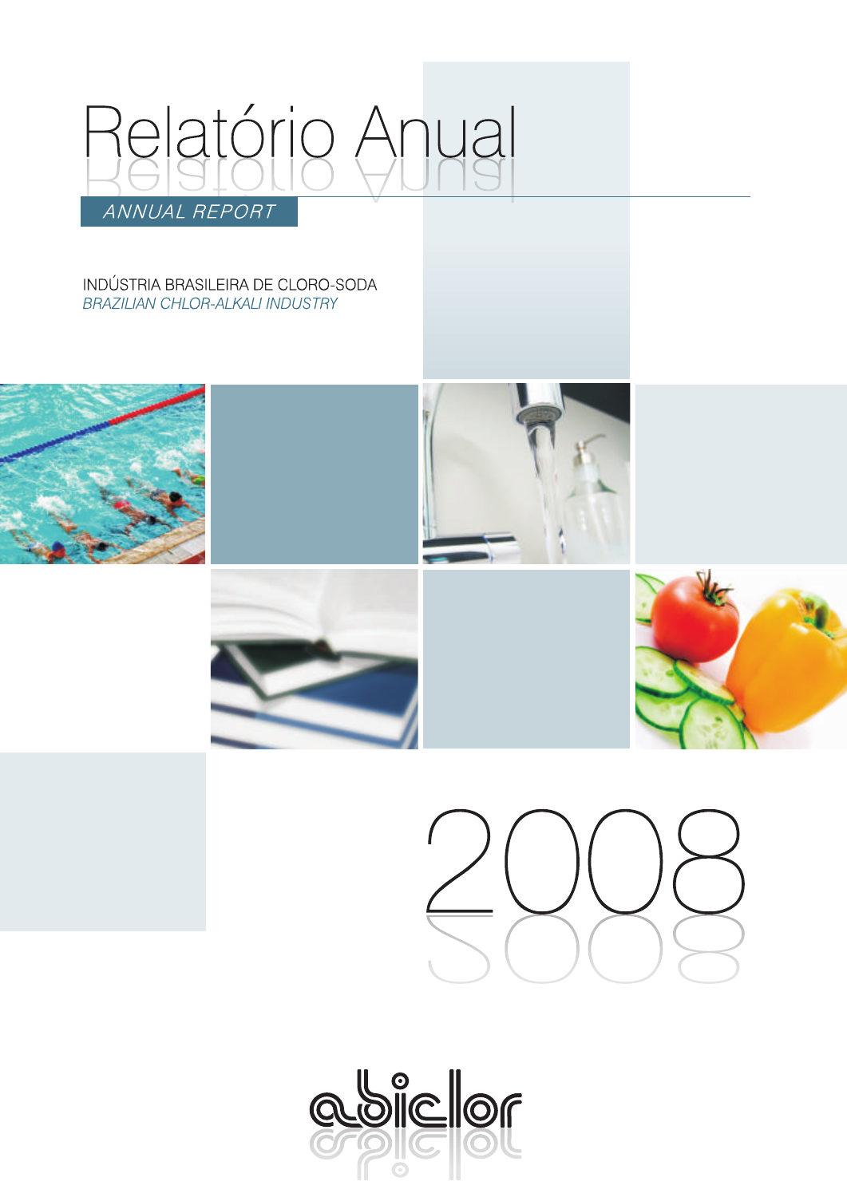# Relatório Anual

*ANNUAL REPORT*

INDÚSTRIA BRASILEIRA DE CLORO-SODA

*BRAZILIAN CHLOR-ALKALI INDUSTRY*

2008

abiclor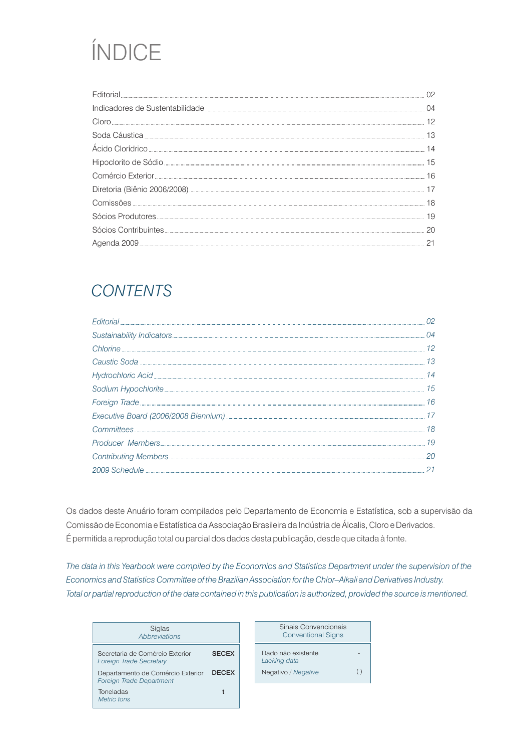# ÍNDICE

| | |
|---|---|
| Editorial | 02 |
| Indicadores de Sustentabilidade | 04 |
| Cloro | 12 |
| Soda Cáustica | 13 |
| Ácido Clorídrico | 14 |
| Hipoclorito de Sódio | 15 |
| Comércio Exterior | 16 |
| Diretoria (Biênio 2006/2008) | 17 |
| Comissões | 18 |
| Sócios Produtores | 19 |
| Sócios Contribuintes | 20 |
| Agenda 2009 | 21 |

# *CONTENTS*

| | |
|---|---|
| *Editorial* | *02* |
| *Sustainability Indicators* | *04* |
| *Chlorine* | *12* |
| *Caustic Soda* | *13* |
| *Hydrochloric Acid* | *14* |
| *Sodium Hypochlorite* | *15* |
| *Foreign Trade* | *16* |
| *Executive Board (2006/2008 Biennium)* | *17* |
| *Committees* | *18* |
| *Producer Members* | *19* |
| *Contributing Members* | *20* |
| *2009 Schedule* | *21* |

Os dados deste Anuário foram compilados pelo Departamento de Economia e Estatística, sob a supervisão da Comissão de Economia e Estatística da Associação Brasileira da Indústria de Álcalis, Cloro e Derivados.
É permitida a reprodução total ou parcial dos dados desta publicação, desde que citada à fonte.

*The data in this Yearbook were compiled by the Economics and Statistics Department under the supervision of the Economics and Statistics Committee of the Brazilian Association for the Chlor–Alkali and Derivatives Industry.*
*Total or partial reproduction of the data contained in this publication is authorized, provided the source is mentioned.*

| Siglas / *Abbreviations* | |
|---|---|
| Secretaria de Comércio Exterior / *Foreign Trade Secretary* | **SECEX** |
| Departamento de Comércio Exterior / *Foreign Trade Department* | **DECEX** |
| Toneladas / *Metric tons* | **t** |

| Sinais Convencionais / *Conventional Signs* | |
|---|---|
| Dado não existente / *Lacking data* | - |
| Negativo / *Negative* | ( ) |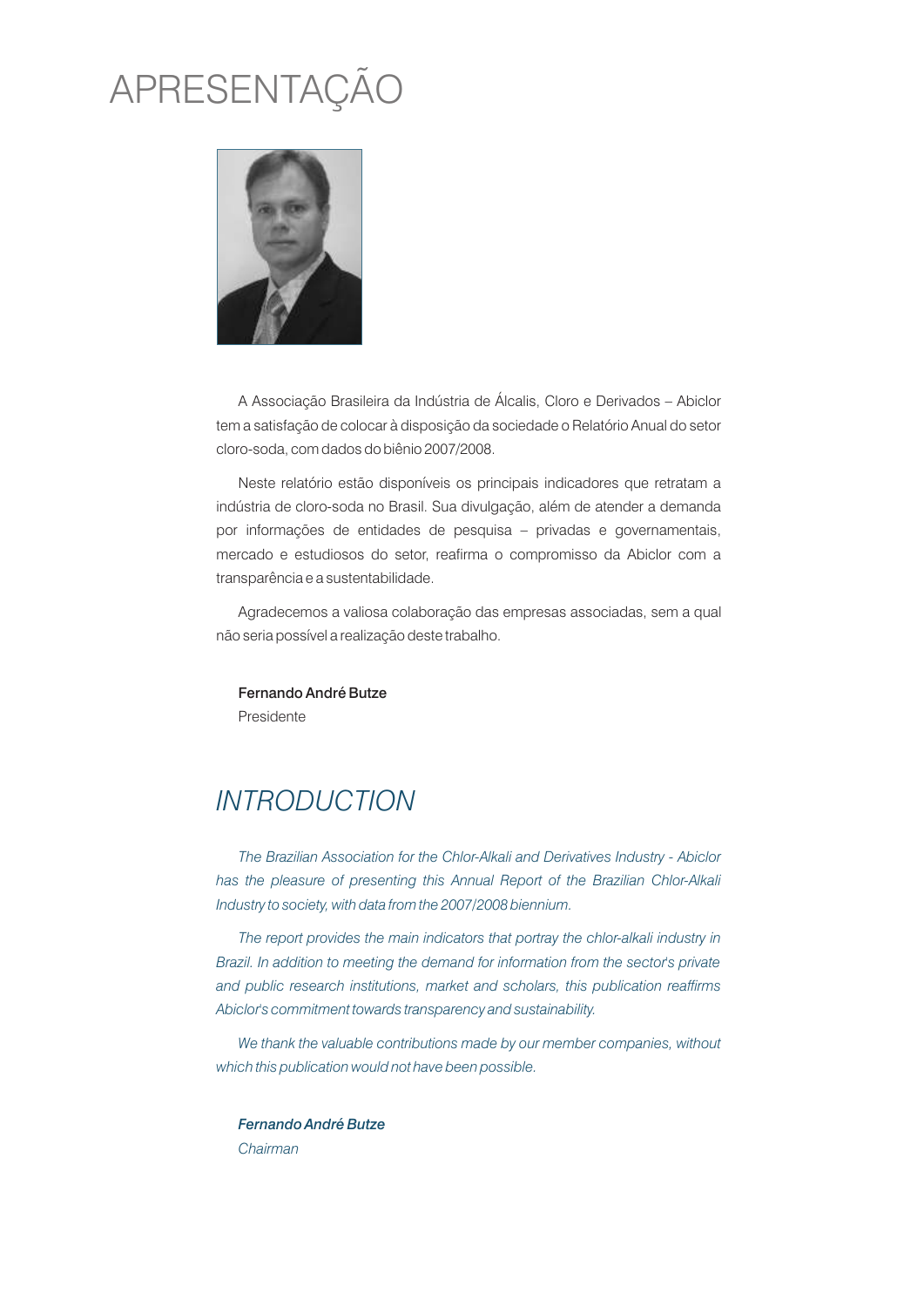# APRESENTAÇÃO

A Associação Brasileira da Indústria de Álcalis, Cloro e Derivados – Abiclor tem a satisfação de colocar à disposição da sociedade o Relatório Anual do setor cloro-soda, com dados do biênio 2007/2008.

Neste relatório estão disponíveis os principais indicadores que retratam a indústria de cloro-soda no Brasil. Sua divulgação, além de atender a demanda por informações de entidades de pesquisa – privadas e governamentais, mercado e estudiosos do setor, reafirma o compromisso da Abiclor com a transparência e a sustentabilidade.

Agradecemos a valiosa colaboração das empresas associadas, sem a qual não seria possível a realização deste trabalho.

**Fernando André Butze**
Presidente

## *INTRODUCTION*

*The Brazilian Association for the Chlor-Alkali and Derivatives Industry - Abiclor has the pleasure of presenting this Annual Report of the Brazilian Chlor-Alkali Industry to society, with data from the 2007/2008 biennium.*

*The report provides the main indicators that portray the chlor-alkali industry in Brazil. In addition to meeting the demand for information from the sector's private and public research institutions, market and scholars, this publication reaffirms Abiclor's commitment towards transparency and sustainability.*

*We thank the valuable contributions made by our member companies, without which this publication would not have been possible.*

***Fernando André Butze***
*Chairman*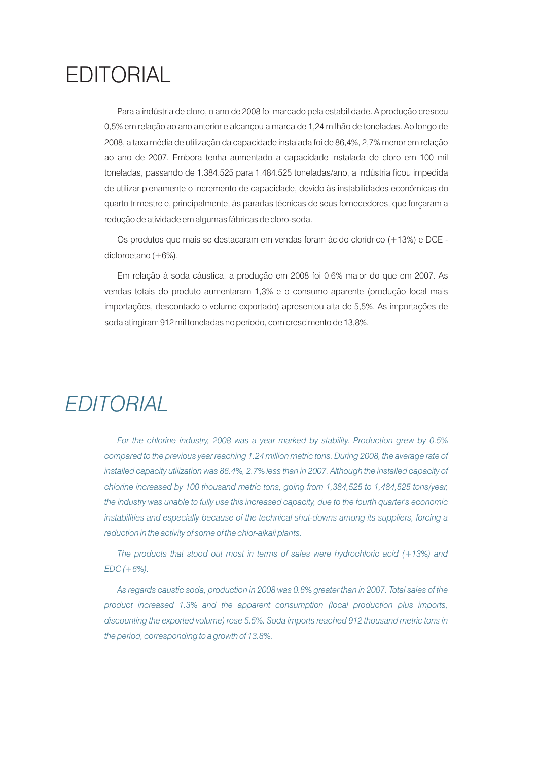# EDITORIAL

Para a indústria de cloro, o ano de 2008 foi marcado pela estabilidade. A produção cresceu 0,5% em relação ao ano anterior e alcançou a marca de 1,24 milhão de toneladas. Ao longo de 2008, a taxa média de utilização da capacidade instalada foi de 86,4%, 2,7% menor em relação ao ano de 2007. Embora tenha aumentado a capacidade instalada de cloro em 100 mil toneladas, passando de 1.384.525 para 1.484.525 toneladas/ano, a indústria ficou impedida de utilizar plenamente o incremento de capacidade, devido às instabilidades econômicas do quarto trimestre e, principalmente, às paradas técnicas de seus fornecedores, que forçaram a redução de atividade em algumas fábricas de cloro-soda.

Os produtos que mais se destacaram em vendas foram ácido clorídrico (+13%) e DCE - dicloroetano (+6%).

Em relação à soda cáustica, a produção em 2008 foi 0,6% maior do que em 2007. As vendas totais do produto aumentaram 1,3% e o consumo aparente (produção local mais importações, descontado o volume exportado) apresentou alta de 5,5%. As importações de soda atingiram 912 mil toneladas no período, com crescimento de 13,8%.

# *EDITORIAL*

*For the chlorine industry, 2008 was a year marked by stability. Production grew by 0.5% compared to the previous year reaching 1.24 million metric tons. During 2008, the average rate of installed capacity utilization was 86.4%, 2.7% less than in 2007. Although the installed capacity of chlorine increased by 100 thousand metric tons, going from 1,384,525 to 1,484,525 tons/year, the industry was unable to fully use this increased capacity, due to the fourth quarter's economic instabilities and especially because of the technical shut-downs among its suppliers, forcing a reduction in the activity of some of the chlor-alkali plants.*

*The products that stood out most in terms of sales were hydrochloric acid (+13%) and EDC (+6%).*

*As regards caustic soda, production in 2008 was 0.6% greater than in 2007. Total sales of the product increased 1.3% and the apparent consumption (local production plus imports, discounting the exported volume) rose 5.5%. Soda imports reached 912 thousand metric tons in the period, corresponding to a growth of 13.8%.*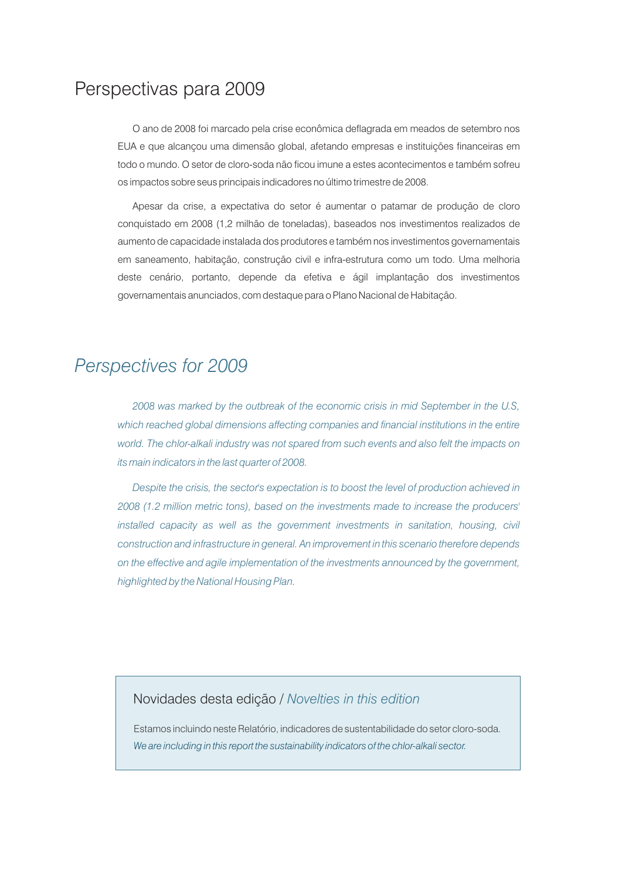# Perspectivas para 2009

O ano de 2008 foi marcado pela crise econômica deflagrada em meados de setembro nos EUA e que alcançou uma dimensão global, afetando empresas e instituições financeiras em todo o mundo. O setor de cloro-soda não ficou imune a estes acontecimentos e também sofreu os impactos sobre seus principais indicadores no último trimestre de 2008.

Apesar da crise, a expectativa do setor é aumentar o patamar de produção de cloro conquistado em 2008 (1,2 milhão de toneladas), baseados nos investimentos realizados de aumento de capacidade instalada dos produtores e também nos investimentos governamentais em saneamento, habitação, construção civil e infra-estrutura como um todo. Uma melhoria deste cenário, portanto, depende da efetiva e ágil implantação dos investimentos governamentais anunciados, com destaque para o Plano Nacional de Habitação.

# *Perspectives for 2009*

*2008 was marked by the outbreak of the economic crisis in mid September in the U.S, which reached global dimensions affecting companies and financial institutions in the entire world. The chlor-alkali industry was not spared from such events and also felt the impacts on its main indicators in the last quarter of 2008.*

*Despite the crisis, the sector's expectation is to boost the level of production achieved in 2008 (1.2 million metric tons), based on the investments made to increase the producers' installed capacity as well as the government investments in sanitation, housing, civil construction and infrastructure in general. An improvement in this scenario therefore depends on the effective and agile implementation of the investments announced by the government, highlighted by the National Housing Plan.*

## Novidades desta edição / *Novelties in this edition*

Estamos incluindo neste Relatório, indicadores de sustentabilidade do setor cloro-soda.
*We are including in this report the sustainability indicators of the chlor-alkali sector.*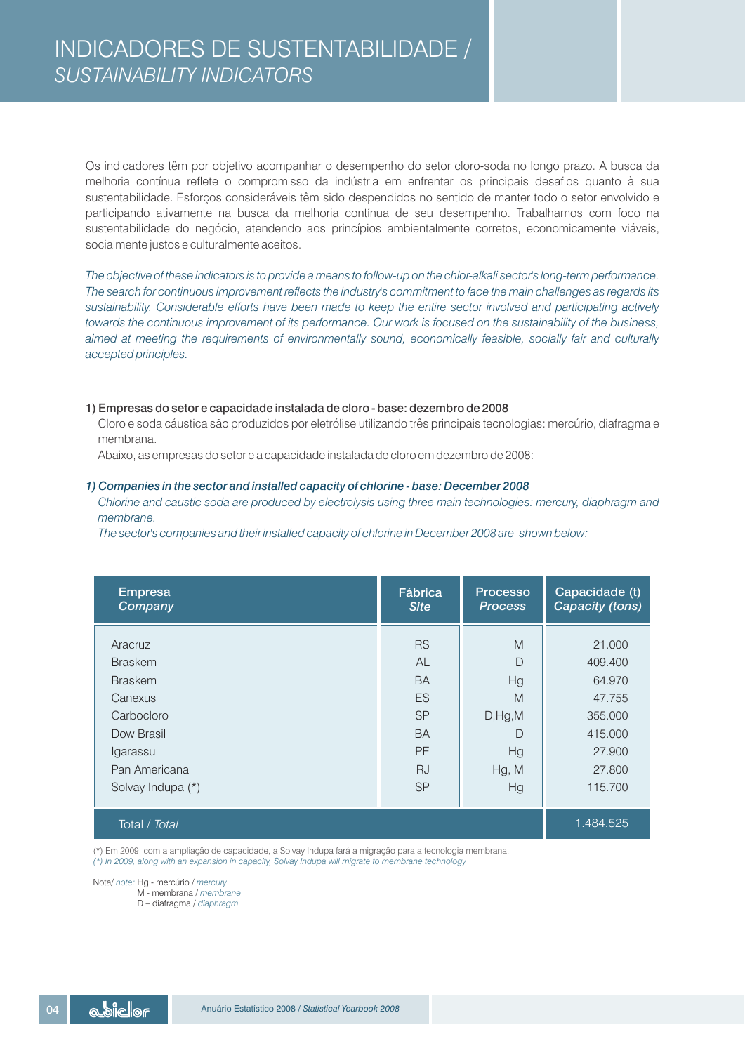# INDICADORES DE SUSTENTABILIDADE / *SUSTAINABILITY INDICATORS*

Os indicadores têm por objetivo acompanhar o desempenho do setor cloro-soda no longo prazo. A busca da melhoria contínua reflete o compromisso da indústria em enfrentar os principais desafios quanto à sua sustentabilidade. Esforços consideráveis têm sido despendidos no sentido de manter todo o setor envolvido e participando ativamente na busca da melhoria contínua de seu desempenho. Trabalhamos com foco na sustentabilidade do negócio, atendendo aos princípios ambientalmente corretos, economicamente viáveis, socialmente justos e culturalmente aceitos.

*The objective of these indicators is to provide a means to follow-up on the chlor-alkali sector's long-term performance. The search for continuous improvement reflects the industry's commitment to face the main challenges as regards its sustainability. Considerable efforts have been made to keep the entire sector involved and participating actively towards the continuous improvement of its performance. Our work is focused on the sustainability of the business, aimed at meeting the requirements of environmentally sound, economically feasible, socially fair and culturally accepted principles.*

**1) Empresas do setor e capacidade instalada de cloro - base: dezembro de 2008**

Cloro e soda cáustica são produzidos por eletrólise utilizando três principais tecnologias: mercúrio, diafragma e membrana.

Abaixo, as empresas do setor e a capacidade instalada de cloro em dezembro de 2008:

***1) Companies in the sector and installed capacity of chlorine - base: December 2008***

*Chlorine and caustic soda are produced by electrolysis using three main technologies: mercury, diaphragm and membrane.*

*The sector's companies and their installed capacity of chlorine in December 2008 are shown below:*

| Empresa *Company* | Fábrica *Site* | Processo *Process* | Capacidade (t) *Capacity (tons)* |
|---|---|---|---|
| Aracruz | RS | M | 21.000 |
| Braskem | AL | D | 409.400 |
| Braskem | BA | Hg | 64.970 |
| Canexus | ES | M | 47.755 |
| Carbocloro | SP | D,Hg,M | 355.000 |
| Dow Brasil | BA | D | 415.000 |
| Igarassu | PE | Hg | 27.900 |
| Pan Americana | RJ | Hg, M | 27.800 |
| Solvay Indupa (*) | SP | Hg | 115.700 |
| Total / *Total* | | | 1.484.525 |

(*) Em 2009, com a ampliação de capacidade, a Solvay Indupa fará a migração para a tecnologia membrana.
*(*) In 2009, along with an expansion in capacity, Solvay Indupa will migrate to membrane technology*

Nota/ *note:* Hg - mercúrio / *mercury*
M - membrana / *membrane*
D – diafragma / *diaphragm.*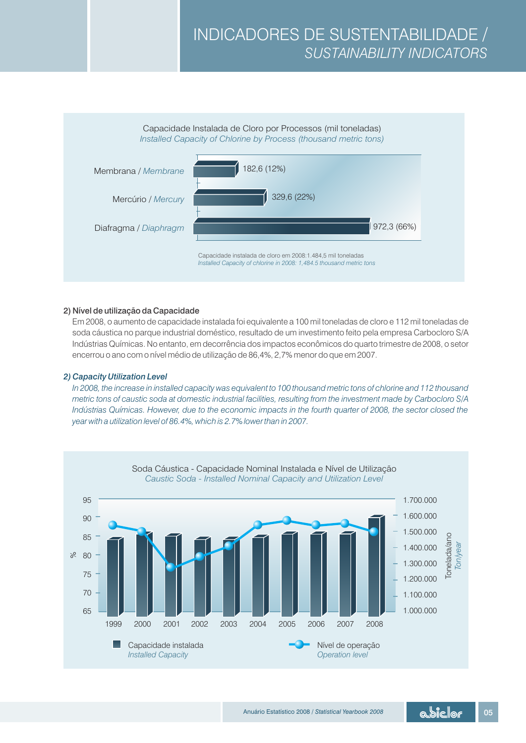Capacidade Instalada de Cloro por Processos (mil toneladas)
*Installed Capacity of Chlorine by Process (thousand metric tons)*

| Processo / *Process* | Capacidade |
|---|---|
| Membrana / *Membrane* | 182,6 (12%) |
| Mercúrio / *Mercury* | 329,6 (22%) |
| Diafragma / *Diaphragm* | 972,3 (66%) |

Capacidade instalada de cloro em 2008:1.484,5 mil toneladas
*Installed Capacity of chlorine in 2008: 1,484.5 thousand metric tons*

**2) Nível de utilização da Capacidade**

Em 2008, o aumento de capacidade instalada foi equivalente a 100 mil toneladas de cloro e 112 mil toneladas de soda cáustica no parque industrial doméstico, resultado de um investimento feito pela empresa Carbocloro S/A Indústrias Químicas. No entanto, em decorrência dos impactos econômicos do quarto trimestre de 2008, o setor encerrou o ano com o nível médio de utilização de 86,4%, 2,7% menor do que em 2007.

***2) Capacity Utilization Level***

*In 2008, the increase in installed capacity was equivalent to 100 thousand metric tons of chlorine and 112 thousand metric tons of caustic soda at domestic industrial facilities, resulting from the investment made by Carbocloro S/A Indústrias Químicas. However, due to the economic impacts in the fourth quarter of 2008, the sector closed the year with a utilization level of 86.4%, which is 2.7% lower than in 2007.*

Soda Cáustica - Capacidade Nominal Instalada e Nível de Utilização
*Caustic Soda - Installed Nominal Capacity and Utilization Level*

Eixo esquerdo: % (65 – 95); eixo direito: Tonelada/ano / *Ton/year* (1.000.000 – 1.700.000)

Anos: 1999, 2000, 2001, 2002, 2003, 2004, 2005, 2006, 2007, 2008

Capacidade instalada / *Installed Capacity* — Nível de operação / *Operation level*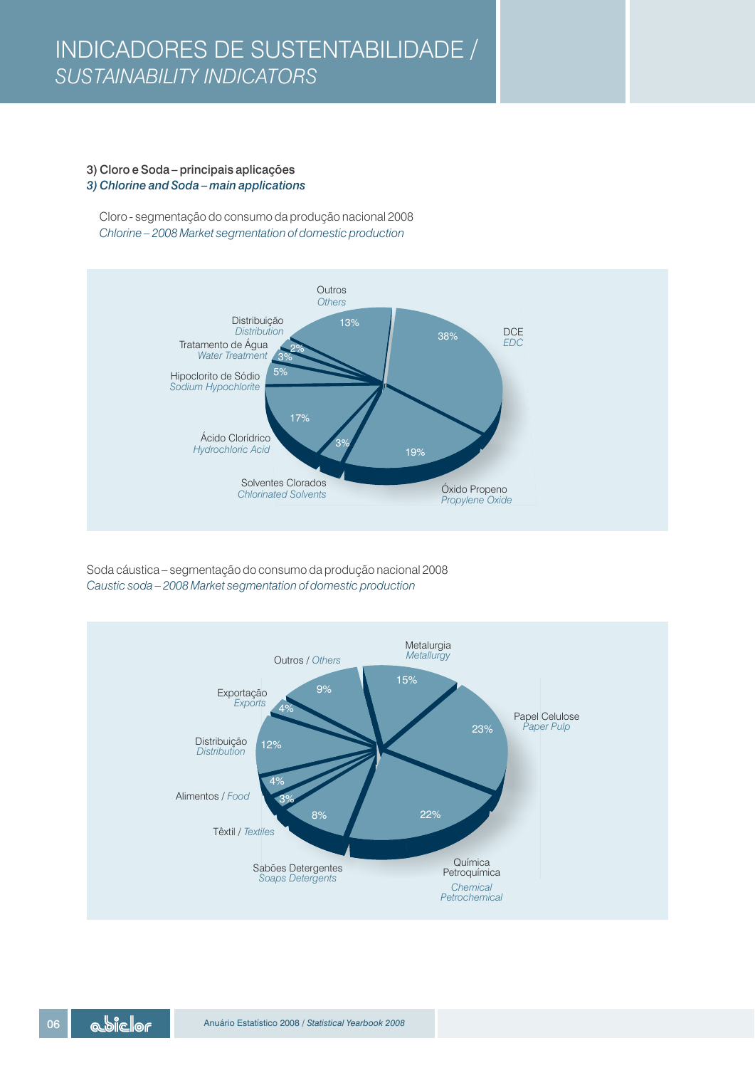# INDICADORES DE SUSTENTABILIDADE / *SUSTAINABILITY INDICATORS*

### 3) Cloro e Soda – principais aplicações
### *3) Chlorine and Soda – main applications*

Cloro - segmentação do consumo da produção nacional 2008
*Chlorine – 2008 Market segmentation of domestic production*

| Segmento / Segment | % |
|---|---|
| DCE / *EDC* | 38% |
| Óxido Propeno / *Propylene Oxide* | 19% |
| Solventes Clorados / *Chlorinated Solvents* | 3% |
| Ácido Clorídrico / *Hydrochloric Acid* | 17% |
| Hipoclorito de Sódio / *Sodium Hypochlorite* | 5% |
| Tratamento de Água / *Water Treatment* | 3% |
| Distribuição / *Distribution* | 2% |
| Outros / *Others* | 13% |

Soda cáustica – segmentação do consumo da produção nacional 2008
*Caustic soda – 2008 Market segmentation of domestic production*

| Segmento / Segment | % |
|---|---|
| Metalurgia / *Metallurgy* | 15% |
| Papel Celulose / *Paper Pulp* | 23% |
| Química Petroquímica / *Chemical Petrochemical* | 22% |
| Sabões Detergentes / *Soaps Detergents* | 8% |
| Têxtil / *Textiles* | 3% |
| Alimentos / *Food* | 4% |
| Distribuição / *Distribution* | 12% |
| Exportação / *Exports* | 4% |
| Outros / *Others* | 9% |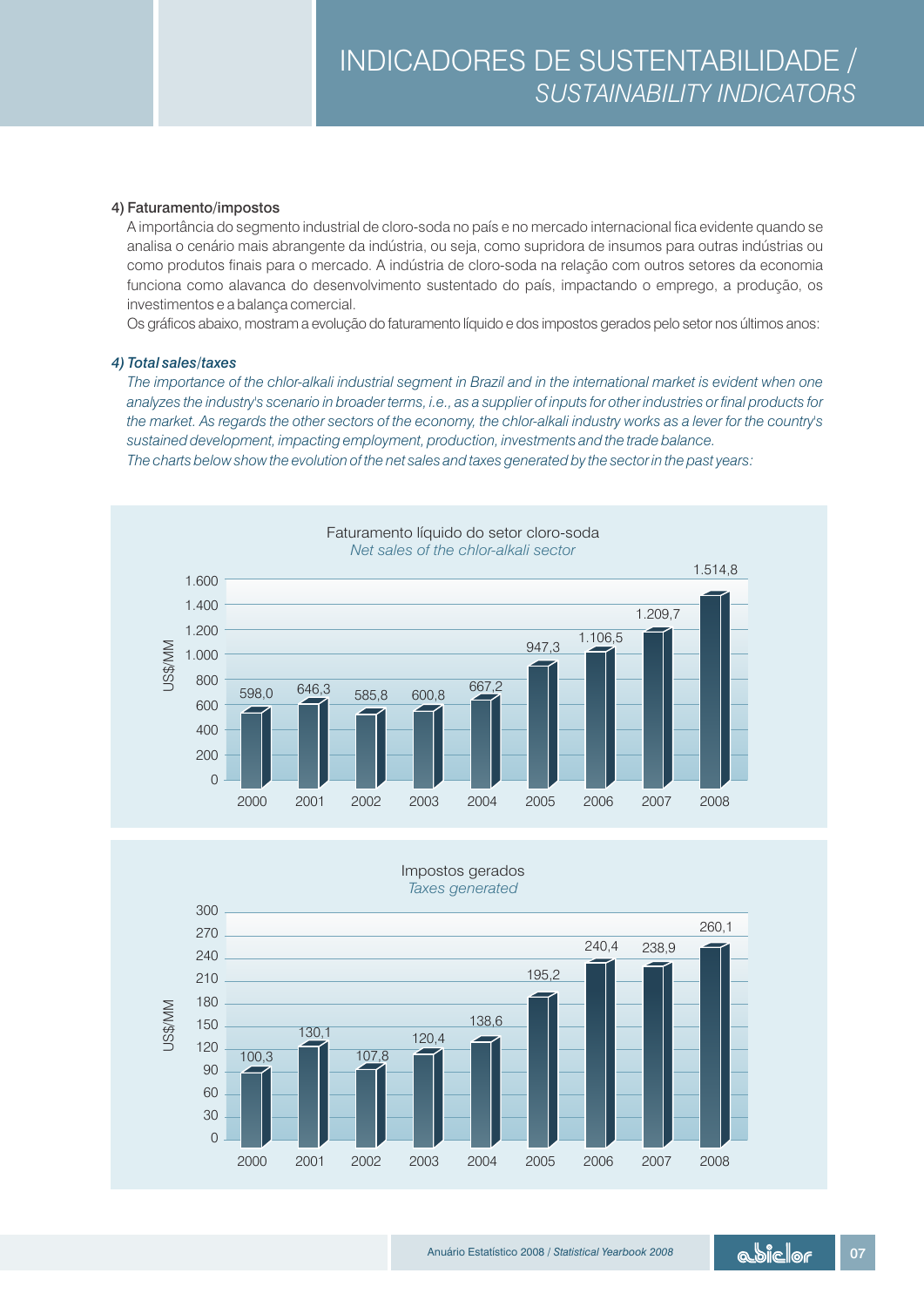### 4) Faturamento/impostos

A importância do segmento industrial de cloro-soda no país e no mercado internacional fica evidente quando se analisa o cenário mais abrangente da indústria, ou seja, como supridora de insumos para outras indústrias ou como produtos finais para o mercado. A indústria de cloro-soda na relação com outros setores da economia funciona como alavanca do desenvolvimento sustentado do país, impactando o emprego, a produção, os investimentos e a balança comercial.

Os gráficos abaixo, mostram a evolução do faturamento líquido e dos impostos gerados pelo setor nos últimos anos:

### *4) Total sales/taxes*

*The importance of the chlor-alkali industrial segment in Brazil and in the international market is evident when one analyzes the industry's scenario in broader terms, i.e., as a supplier of inputs for other industries or final products for the market. As regards the other sectors of the economy, the chlor-alkali industry works as a lever for the country's sustained development, impacting employment, production, investments and the trade balance.*

*The charts below show the evolution of the net sales and taxes generated by the sector in the past years:*

**Faturamento líquido do setor cloro-soda**
*Net sales of the chlor-alkali sector*

| Ano | US$/MM |
|---|---|
| 2000 | 598,0 |
| 2001 | 646,3 |
| 2002 | 585,8 |
| 2003 | 600,8 |
| 2004 | 667,2 |
| 2005 | 947,3 |
| 2006 | 1.106,5 |
| 2007 | 1.209,7 |
| 2008 | 1.514,8 |

**Impostos gerados**
*Taxes generated*

| Ano | US$/MM |
|---|---|
| 2000 | 100,3 |
| 2001 | 130,1 |
| 2002 | 107,8 |
| 2003 | 120,4 |
| 2004 | 138,6 |
| 2005 | 195,2 |
| 2006 | 240,4 |
| 2007 | 238,9 |
| 2008 | 260,1 |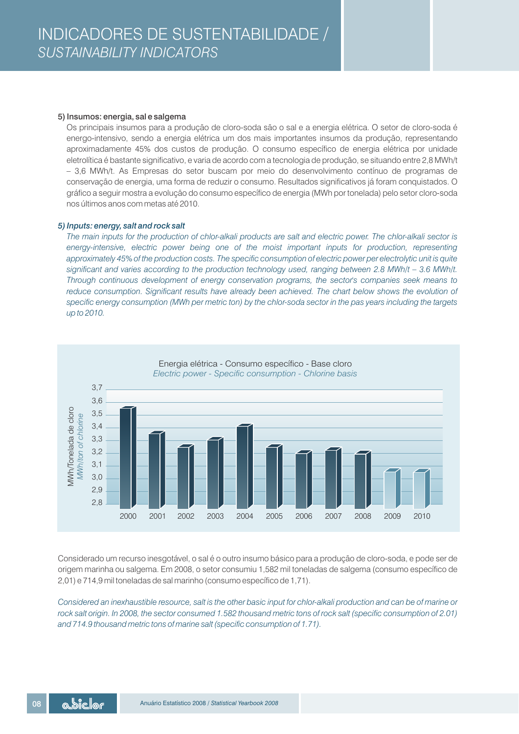# INDICADORES DE SUSTENTABILIDADE / *SUSTAINABILITY INDICATORS*

**5) Insumos: energia, sal e salgema**

Os principais insumos para a produção de cloro-soda são o sal e a energia elétrica. O setor de cloro-soda é energo-intensivo, sendo a energia elétrica um dos mais importantes insumos da produção, representando aproximadamente 45% dos custos de produção. O consumo específico de energia elétrica por unidade eletrolítica é bastante significativo, e varia de acordo com a tecnologia de produção, se situando entre 2,8 MWh/t – 3,6 MWh/t. As Empresas do setor buscam por meio do desenvolvimento contínuo de programas de conservação de energia, uma forma de reduzir o consumo. Resultados significativos já foram conquistados. O gráfico a seguir mostra a evolução do consumo específico de energia (MWh por tonelada) pelo setor cloro-soda nos últimos anos com metas até 2010.

***5) Inputs: energy, salt and rock salt***

*The main inputs for the production of chlor-alkali products are salt and electric power. The chlor-alkali sector is energy-intensive, electric power being one of the moist important inputs for production, representing approximately 45% of the production costs. The specific consumption of electric power per electrolytic unit is quite significant and varies according to the production technology used, ranging between 2.8 MWh/t – 3.6 MWh/t. Through continuous development of energy conservation programs, the sector's companies seek means to reduce consumption. Significant results have already been achieved. The chart below shows the evolution of specific energy consumption (MWh per metric ton) by the chlor-soda sector in the pas years including the targets up to 2010.*

Energia elétrica - Consumo específico - Base cloro
*Electric power - Specific consumption - Chlorine basis*

MWh/Tonelada de cloro / *MWh/ton of chlorine*

| Ano / Year | MWh/t (aprox.) |
|---|---|
| 2000 | 3,55 |
| 2001 | 3,35 |
| 2002 | 3,25 |
| 2003 | 3,30 |
| 2004 | 3,41 |
| 2005 | 3,25 |
| 2006 | 3,20 |
| 2007 | 3,22 |
| 2008 | 3,19 |
| 2009 | 3,06 |
| 2010 | 3,05 |

Considerado um recurso inesgotável, o sal é o outro insumo básico para a produção de cloro-soda, e pode ser de origem marinha ou salgema. Em 2008, o setor consumiu 1,582 mil toneladas de salgema (consumo específico de 2,01) e 714,9 mil toneladas de sal marinho (consumo específico de 1,71).

*Considered an inexhaustible resource, salt is the other basic input for chlor-alkali production and can be of marine or rock salt origin. In 2008, the sector consumed 1.582 thousand metric tons of rock salt (specific consumption of 2.01) and 714.9 thousand metric tons of marine salt (specific consumption of 1.71).*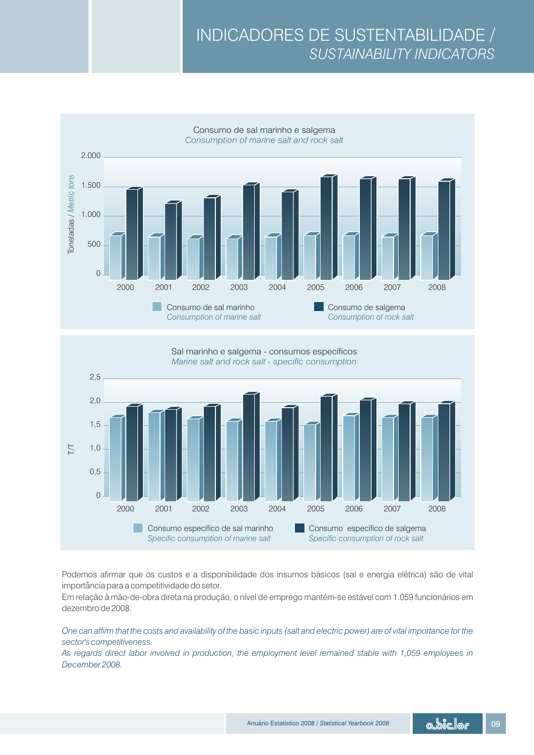# INDICADORES DE SUSTENTABILIDADE / *SUSTAINABILITY INDICATORS*

Consumo de sal marinho e salgema
*Consumption of marine salt and rock salt*

Toneladas / *Metric tons*

Consumo de sal marinho / *Consumption of marine salt*
Consumo de salgema / *Consumption of rock salt*

Sal marinho e salgema - consumos específicos
*Marine salt and rock salt - specific consumption*

T/T

Consumo específico de sal marinho / *Specific consumption of marine salt*
Consumo específico de salgema / *Specific consumption of rock salt*

Podemos afirmar que os custos e a disponibilidade dos insumos básicos (sal e energia elétrica) são de vital importância para a competitividade do setor.
Em relação à mão-de-obra direta na produção, o nível de emprego mantém-se estável com 1.059 funcionários em dezembro de 2008.

*One can affirm that the costs and availability of the basic inputs (salt and electric power) are of vital importance for the sector's competitiveness.*
*As regards direct labor involved in production, the employment level remained stable with 1,059 employees in December 2008.*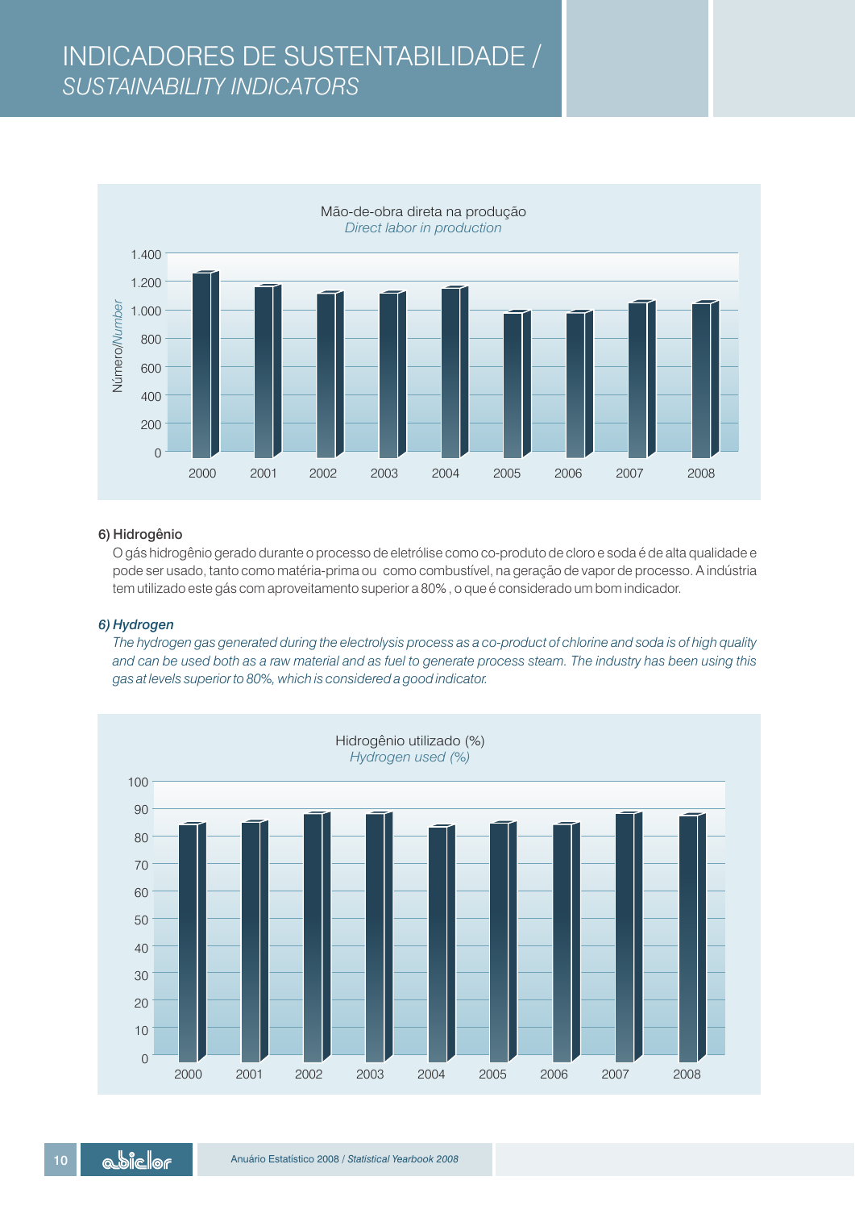# INDICADORES DE SUSTENTABILIDADE / *SUSTAINABILITY INDICATORS*

Mão-de-obra direta na produção
*Direct labor in production*

Número/*Number*

1.400
1.200
1.000
800
600
400
200
0

2000 2001 2002 2003 2004 2005 2006 2007 2008

### 6) Hidrogênio

O gás hidrogênio gerado durante o processo de eletrólise como co-produto de cloro e soda é de alta qualidade e pode ser usado, tanto como matéria-prima ou como combustível, na geração de vapor de processo. A indústria tem utilizado este gás com aproveitamento superior a 80% , o que é considerado um bom indicador.

### *6) Hydrogen*

*The hydrogen gas generated during the electrolysis process as a co-product of chlorine and soda is of high quality and can be used both as a raw material and as fuel to generate process steam. The industry has been using this gas at levels superior to 80%, which is considered a good indicator.*

Hidrogênio utilizado (%)
*Hydrogen used (%)*

100
90
80
70
60
50
40
30
20
10
0

2000 2001 2002 2003 2004 2005 2006 2007 2008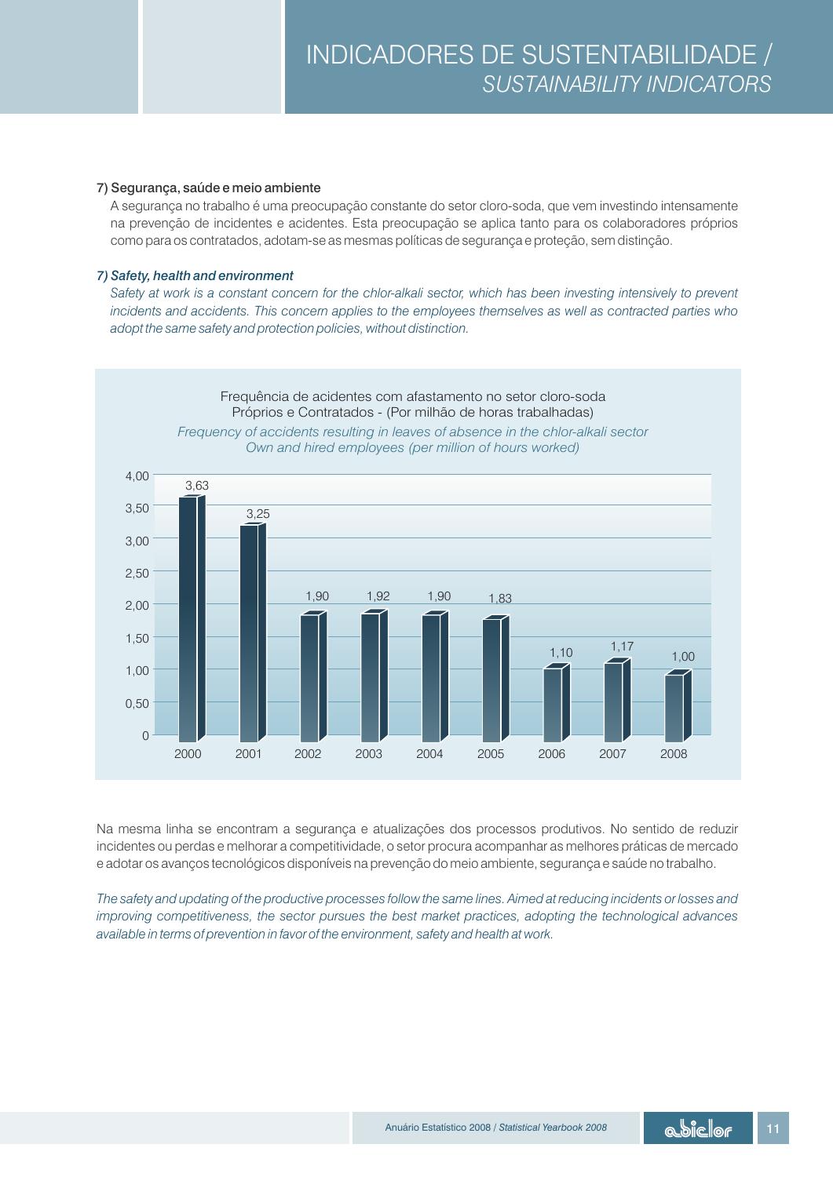### 7) Segurança, saúde e meio ambiente

A segurança no trabalho é uma preocupação constante do setor cloro-soda, que vem investindo intensamente na prevenção de incidentes e acidentes. Esta preocupação se aplica tanto para os colaboradores próprios como para os contratados, adotam-se as mesmas políticas de segurança e proteção, sem distinção.

### *7) Safety, health and environment*

*Safety at work is a constant concern for the chlor-alkali sector, which has been investing intensively to prevent incidents and accidents. This concern applies to the employees themselves as well as contracted parties who adopt the same safety and protection policies, without distinction.*

Frequência de acidentes com afastamento no setor cloro-soda
Próprios e Contratados - (Por milhão de horas trabalhadas)

*Frequency of accidents resulting in leaves of absence in the chlor-alkali sector*
*Own and hired employees (per million of hours worked)*

| Ano / Year | Frequência / Frequency |
|---|---|
| 2000 | 3,63 |
| 2001 | 3,25 |
| 2002 | 1,90 |
| 2003 | 1,92 |
| 2004 | 1,90 |
| 2005 | 1,83 |
| 2006 | 1,10 |
| 2007 | 1,17 |
| 2008 | 1,00 |

Na mesma linha se encontram a segurança e atualizações dos processos produtivos. No sentido de reduzir incidentes ou perdas e melhorar a competitividade, o setor procura acompanhar as melhores práticas de mercado e adotar os avanços tecnológicos disponíveis na prevenção do meio ambiente, segurança e saúde no trabalho.

*The safety and updating of the productive processes follow the same lines. Aimed at reducing incidents or losses and improving competitiveness, the sector pursues the best market practices, adopting the technological advances available in terms of prevention in favor of the environment, safety and health at work.*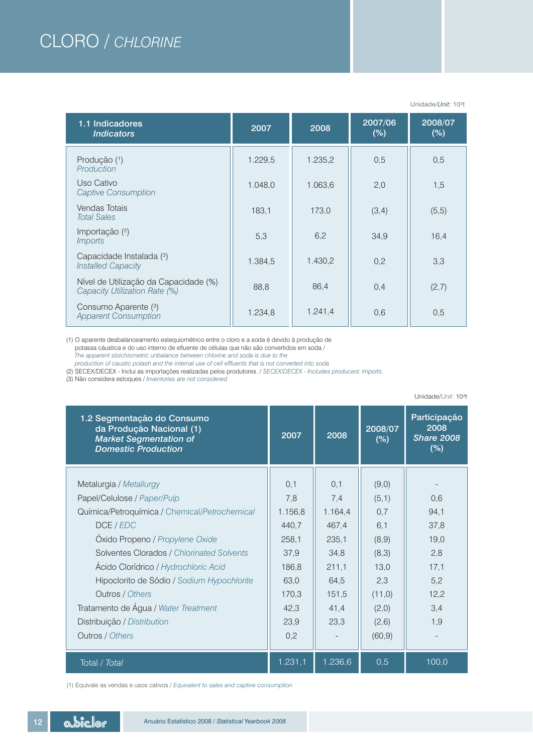# CLORO / *CHLORINE*

Unidade/*Unit*: 10³t

| **1.1 Indicadores** ***Indicators*** | **2007** | **2008** | **2007/06 (%)** | **2008/07 (%)** |
|---|---|---|---|---|
| Produção (1) *Production* | 1.229,5 | 1.235,2 | 0,5 | 0,5 |
| Uso Cativo *Captive Consumption* | 1.048,0 | 1.063,6 | 2,0 | 1,5 |
| Vendas Totais *Total Sales* | 183,1 | 173,0 | (3,4) | (5,5) |
| Importação (2) *Imports* | 5,3 | 6,2 | 34,9 | 16,4 |
| Capacidade Instalada (3) *Installed Capacity* | 1.384,5 | 1.430,2 | 0,2 | 3,3 |
| Nível de Utilização da Capacidade (%) *Capacity Utilization Rate (%)* | 88,8 | 86,4 | 0,4 | (2,7) |
| Consumo Aparente (3) *Apparent Consumption* | 1.234,8 | 1.241,4 | 0,6 | 0,5 |

(1) O aparente desbalanceamento estequiométrico entre o cloro e a soda é devido à produção de potassa cáustica e do uso interno de efluente de células que não são convertidos em soda / *The apparent stoichiometric unbalance between chlorine and soda is due to the production of caustic potash and the internal use of cell effluents that is not converted into soda*
(2) SECEX/DECEX - Inclui as importações realizadas pelos produtores. / *SECEX/DECEX - Includes producers' imports.*
(3) Não considera estoques / *Inventories are not considered*

Unidade/*Unit*: 10³t

| **1.2 Segmentação do Consumo da Produção Nacional (1)** ***Market Segmentation of Domestic Production*** | **2007** | **2008** | **2008/07 (%)** | **Participação 2008** ***Share 2008*** **(%)** |
|---|---|---|---|---|
| Metalurgia / *Metallurgy* | 0,1 | 0,1 | (9,0) | - |
| Papel/Celulose / *Paper/Pulp* | 7,8 | 7,4 | (5,1) | 0,6 |
| Química/Petroquímica / *Chemical/Petrochemical* | 1.156,8 | 1.164,4 | 0,7 | 94,1 |
| DCE / *EDC* | 440,7 | 467,4 | 6,1 | 37,8 |
| Óxido Propeno / *Propylene Oxide* | 258,1 | 235,1 | (8,9) | 19,0 |
| Solventes Clorados / *Chlorinated Solvents* | 37,9 | 34,8 | (8,3) | 2,8 |
| Ácido Clorídrico / *Hydrochloric Acid* | 186,8 | 211,1 | 13,0 | 17,1 |
| Hipoclorito de Sódio / *Sodium Hypochlorite* | 63,0 | 64,5 | 2,3 | 5,2 |
| Outros / *Others* | 170,3 | 151,5 | (11,0) | 12,2 |
| Tratamento de Água / *Water Treatment* | 42,3 | 41,4 | (2,0) | 3,4 |
| Distribuição / *Distribution* | 23,9 | 23,3 | (2,6) | 1,9 |
| Outros / *Others* | 0,2 | - | (60,9) | - |
| **Total / *Total*** | 1.231,1 | 1.236,6 | 0,5 | 100,0 |

(1) Equivale as vendas e usos cativos / *Equivalent to sales and captive consumption*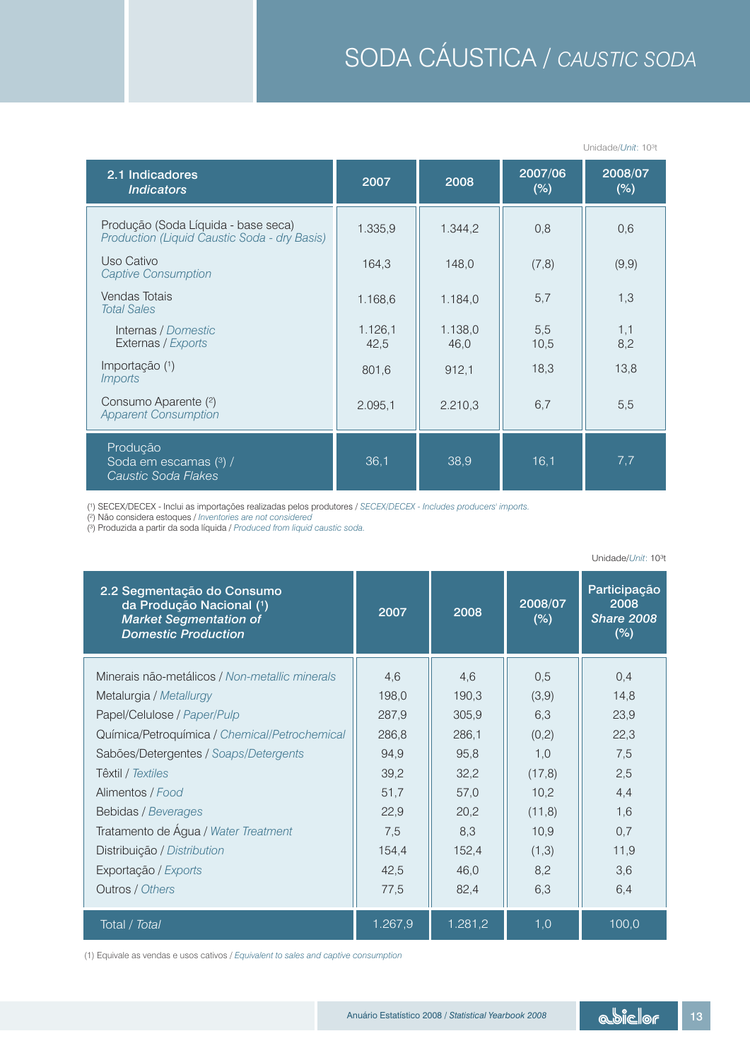# SODA CÁUSTICA / *CAUSTIC SODA*

Unidade/*Unit*: $10^3$t

| 2.1 Indicadores *Indicators* | 2007 | 2008 | 2007/06 (%) | 2008/07 (%) |
|---|---|---|---|---|
| Produção (Soda Líquida - base seca) *Production (Liquid Caustic Soda - dry Basis)* | 1.335,9 | 1.344,2 | 0,8 | 0,6 |
| Uso Cativo *Captive Consumption* | 164,3 | 148,0 | (7,8) | (9,9) |
| Vendas Totais *Total Sales* | 1.168,6 | 1.184,0 | 5,7 | 1,3 |
| Internas / *Domestic* | 1.126,1 | 1.138,0 | 5,5 | 1,1 |
| Externas / *Exports* | 42,5 | 46,0 | 10,5 | 8,2 |
| Importação (1) *Imports* | 801,6 | 912,1 | 18,3 | 13,8 |
| Consumo Aparente (2) *Apparent Consumption* | 2.095,1 | 2.210,3 | 6,7 | 5,5 |
| Produção Soda em escamas (3) / *Caustic Soda Flakes* | 36,1 | 38,9 | 16,1 | 7,7 |

(1) SECEX/DECEX - Inclui as importações realizadas pelos produtores / *SECEX/DECEX - Includes producers' imports.*
(2) Não considera estoques / *Inventories are not considered*
(3) Produzida a partir da soda líquida / *Produced from liquid caustic soda.*

Unidade/*Unit*: $10^3$t

| 2.2 Segmentação do Consumo da Produção Nacional (1) *Market Segmentation of Domestic Production* | 2007 | 2008 | 2008/07 (%) | Participação 2008 *Share 2008* (%) |
|---|---|---|---|---|
| Minerais não-metálicos / *Non-metallic minerals* | 4,6 | 4,6 | 0,5 | 0,4 |
| Metalurgia / *Metallurgy* | 198,0 | 190,3 | (3,9) | 14,8 |
| Papel/Celulose / *Paper/Pulp* | 287,9 | 305,9 | 6,3 | 23,9 |
| Química/Petroquímica / *Chemical/Petrochemical* | 286,8 | 286,1 | (0,2) | 22,3 |
| Sabões/Detergentes / *Soaps/Detergents* | 94,9 | 95,8 | 1,0 | 7,5 |
| Têxtil / *Textiles* | 39,2 | 32,2 | (17,8) | 2,5 |
| Alimentos / *Food* | 51,7 | 57,0 | 10,2 | 4,4 |
| Bebidas / *Beverages* | 22,9 | 20,2 | (11,8) | 1,6 |
| Tratamento de Água / *Water Treatment* | 7,5 | 8,3 | 10,9 | 0,7 |
| Distribuição / *Distribution* | 154,4 | 152,4 | (1,3) | 11,9 |
| Exportação / *Exports* | 42,5 | 46,0 | 8,2 | 3,6 |
| Outros / *Others* | 77,5 | 82,4 | 6,3 | 6,4 |
| Total / *Total* | 1.267,9 | 1.281,2 | 1,0 | 100,0 |

(1) Equivale as vendas e usos cativos / *Equivalent to sales and captive consumption*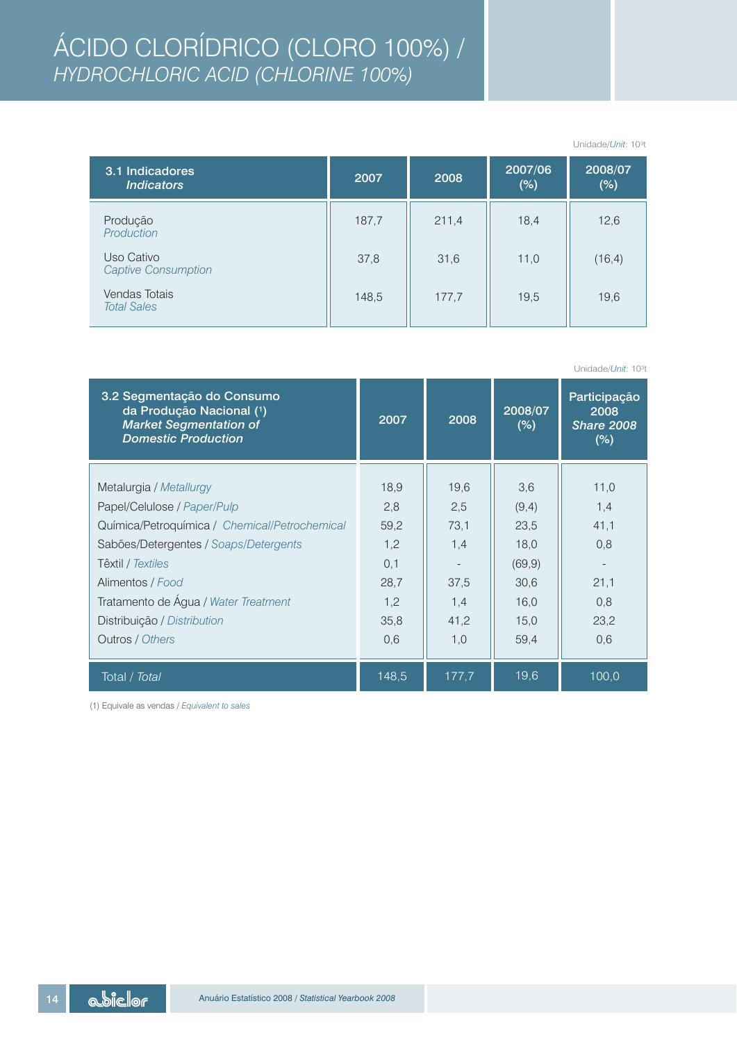# ÁCIDO CLORÍDRICO (CLORO 100%) / *HYDROCHLORIC ACID (CHLORINE 100%)*

Unidade/*Unit*: $10^3$t

| 3.1 Indicadores *Indicators* | 2007 | 2008 | 2007/06 (%) | 2008/07 (%) |
|---|---|---|---|---|
| Produção *Production* | 187,7 | 211,4 | 18,4 | 12,6 |
| Uso Cativo *Captive Consumption* | 37,8 | 31,6 | 11,0 | (16,4) |
| Vendas Totais *Total Sales* | 148,5 | 177,7 | 19,5 | 19,6 |

Unidade/*Unit*: $10^3$t

| 3.2 Segmentação do Consumo da Produção Nacional (1) *Market Segmentation of Domestic Production* | 2007 | 2008 | 2008/07 (%) | Participação 2008 *Share 2008* (%) |
|---|---|---|---|---|
| Metalurgia / *Metallurgy* | 18,9 | 19,6 | 3,6 | 11,0 |
| Papel/Celulose / *Paper/Pulp* | 2,8 | 2,5 | (9,4) | 1,4 |
| Química/Petroquímica / *Chemical/Petrochemical* | 59,2 | 73,1 | 23,5 | 41,1 |
| Sabões/Detergentes / *Soaps/Detergents* | 1,2 | 1,4 | 18,0 | 0,8 |
| Têxtil / *Textiles* | 0,1 | - | (69,9) | - |
| Alimentos / *Food* | 28,7 | 37,5 | 30,6 | 21,1 |
| Tratamento de Água / *Water Treatment* | 1,2 | 1,4 | 16,0 | 0,8 |
| Distribuição / *Distribution* | 35,8 | 41,2 | 15,0 | 23,2 |
| Outros / *Others* | 0,6 | 1,0 | 59,4 | 0,6 |
| Total / *Total* | 148,5 | 177,7 | 19,6 | 100,0 |

(1) Equivale as vendas / *Equivalent to sales*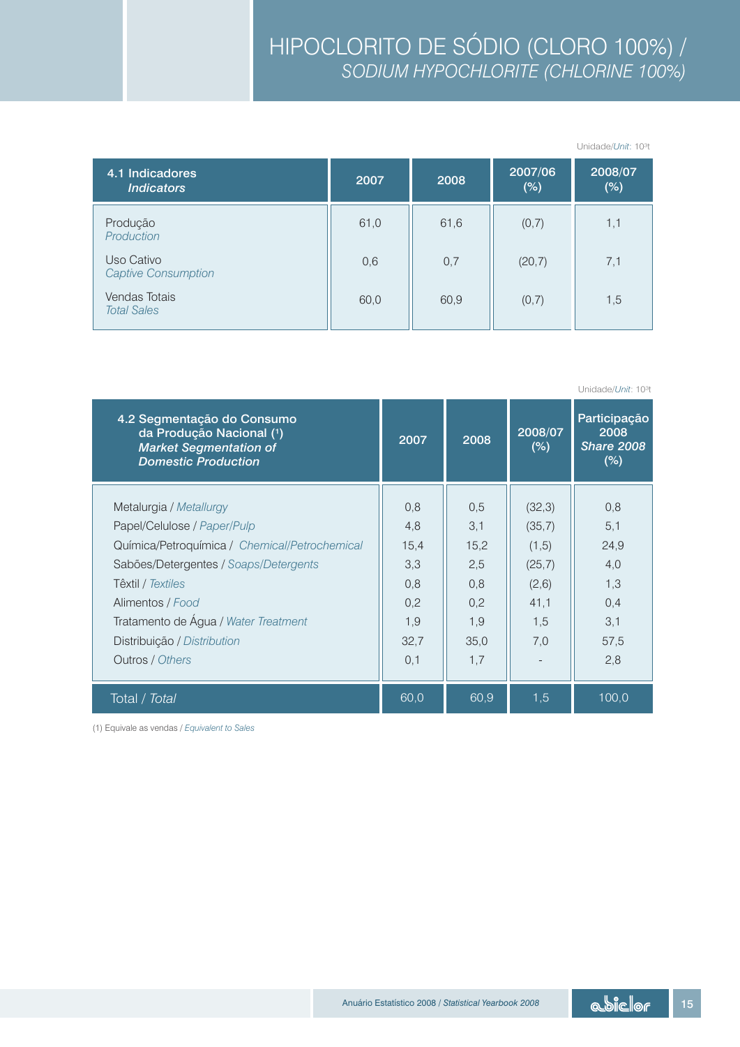# HIPOCLORITO DE SÓDIO (CLORO 100%) / *SODIUM HYPOCHLORITE (CHLORINE 100%)*

Unidade/*Unit*: $10^3$t

| 4.1 Indicadores *Indicators* | 2007 | 2008 | 2007/06 (%) | 2008/07 (%) |
|---|---|---|---|---|
| Produção *Production* | 61,0 | 61,6 | (0,7) | 1,1 |
| Uso Cativo *Captive Consumption* | 0,6 | 0,7 | (20,7) | 7,1 |
| Vendas Totais *Total Sales* | 60,0 | 60,9 | (0,7) | 1,5 |

Unidade/*Unit*: $10^3$t

| 4.2 Segmentação do Consumo da Produção Nacional (1) *Market Segmentation of Domestic Production* | 2007 | 2008 | 2008/07 (%) | Participação 2008 *Share 2008* (%) |
|---|---|---|---|---|
| Metalurgia / *Metallurgy* | 0,8 | 0,5 | (32,3) | 0,8 |
| Papel/Celulose / *Paper/Pulp* | 4,8 | 3,1 | (35,7) | 5,1 |
| Química/Petroquímica / *Chemical/Petrochemical* | 15,4 | 15,2 | (1,5) | 24,9 |
| Sabões/Detergentes / *Soaps/Detergents* | 3,3 | 2,5 | (25,7) | 4,0 |
| Têxtil / *Textiles* | 0,8 | 0,8 | (2,6) | 1,3 |
| Alimentos / *Food* | 0,2 | 0,2 | 41,1 | 0,4 |
| Tratamento de Água / *Water Treatment* | 1,9 | 1,9 | 1,5 | 3,1 |
| Distribuição / *Distribution* | 32,7 | 35,0 | 7,0 | 57,5 |
| Outros / *Others* | 0,1 | 1,7 | - | 2,8 |
| Total / *Total* | 60,0 | 60,9 | 1,5 | 100,0 |

(1) Equivale as vendas / *Equivalent to Sales*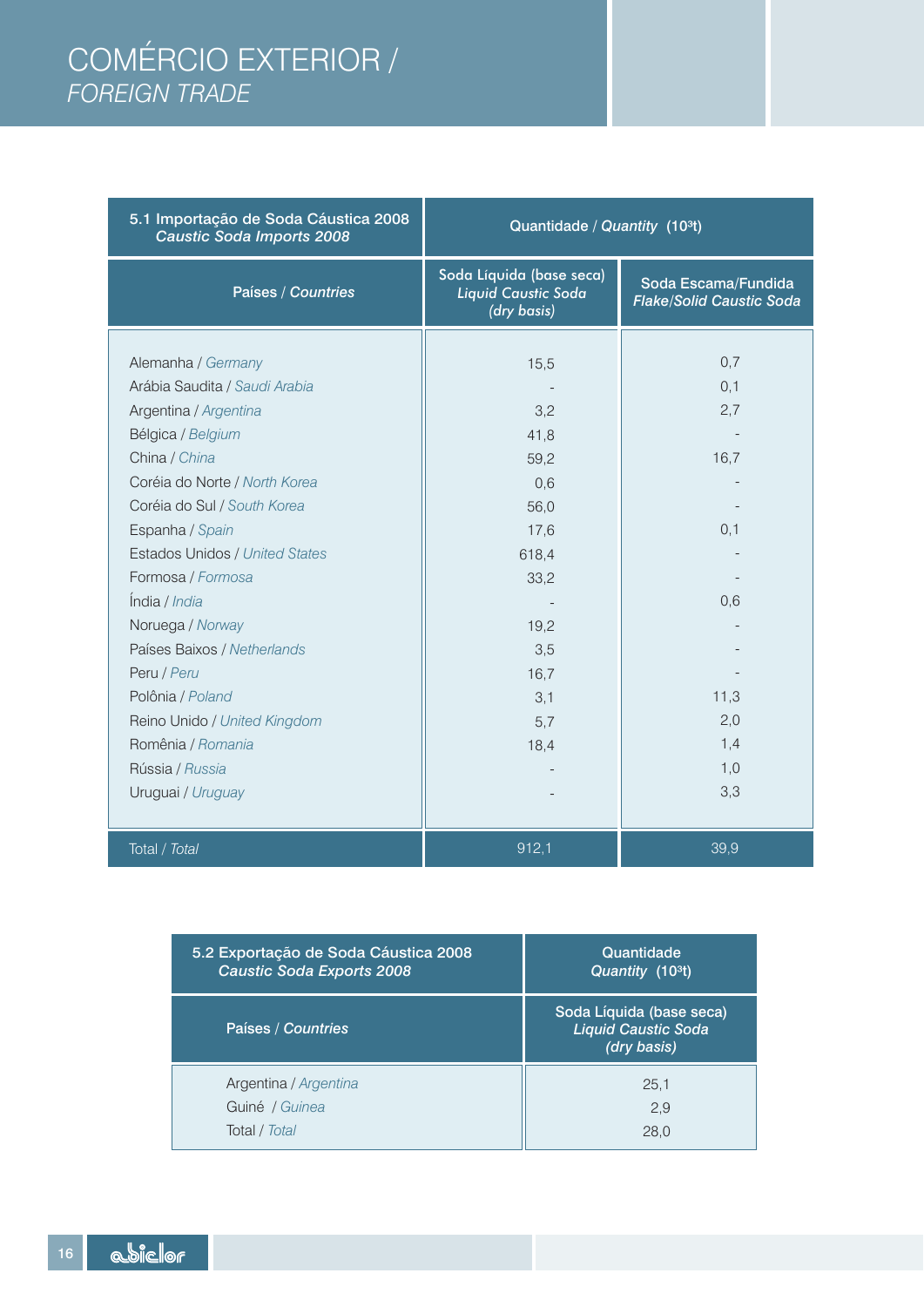# COMÉRCIO EXTERIOR / *FOREIGN TRADE*

| 5.1 Importação de Soda Cáustica 2008 *Caustic Soda Imports 2008* | Quantidade / *Quantity* ($10^3$t) | |
|---|---|---|
| Países / *Countries* | Soda Líquida (base seca) *Liquid Caustic Soda (dry basis)* | Soda Escama/Fundida *Flake/Solid Caustic Soda* |
| Alemanha / *Germany* | 15,5 | 0,7 |
| Arábia Saudita / *Saudi Arabia* | - | 0,1 |
| Argentina / *Argentina* | 3,2 | 2,7 |
| Bélgica / *Belgium* | 41,8 | - |
| China / *China* | 59,2 | 16,7 |
| Coréia do Norte / *North Korea* | 0,6 | - |
| Coréia do Sul / *South Korea* | 56,0 | - |
| Espanha / *Spain* | 17,6 | 0,1 |
| Estados Unidos / *United States* | 618,4 | - |
| Formosa / *Formosa* | 33,2 | - |
| Índia / *India* | - | 0,6 |
| Noruega / *Norway* | 19,2 | - |
| Países Baixos / *Netherlands* | 3,5 | - |
| Peru / *Peru* | 16,7 | - |
| Polônia / *Poland* | 3,1 | 11,3 |
| Reino Unido / *United Kingdom* | 5,7 | 2,0 |
| Romênia / *Romania* | 18,4 | 1,4 |
| Rússia / *Russia* | - | 1,0 |
| Uruguai / *Uruguay* | - | 3,3 |
| Total / *Total* | 912,1 | 39,9 |

| 5.2 Exportação de Soda Cáustica 2008 *Caustic Soda Exports 2008* | Quantidade *Quantity* ($10^3$t) |
|---|---|
| Países / *Countries* | Soda Líquida (base seca) *Liquid Caustic Soda (dry basis)* |
| Argentina / *Argentina* | 25,1 |
| Guiné / *Guinea* | 2,9 |
| Total / *Total* | 28,0 |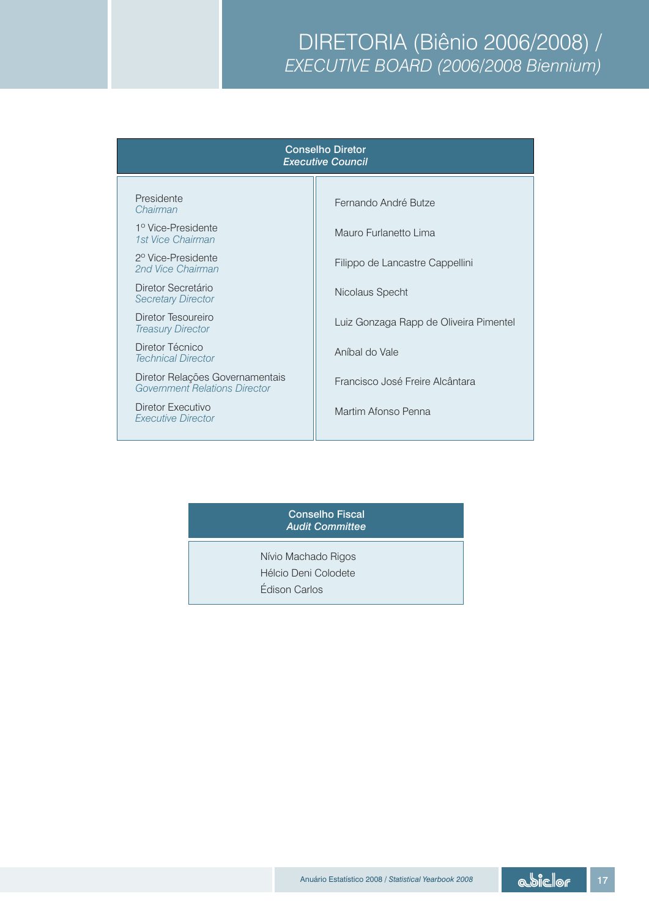# DIRETORIA (Biênio 2006/2008) / *EXECUTIVE BOARD (2006/2008 Biennium)*

## Conselho Diretor / *Executive Council*

| Cargo / *Position* | Nome |
|---|---|
| Presidente / *Chairman* | Fernando André Butze |
| 1º Vice-Presidente / *1st Vice Chairman* | Mauro Furlanetto Lima |
| 2º Vice-Presidente / *2nd Vice Chairman* | Filippo de Lancastre Cappellini |
| Diretor Secretário / *Secretary Director* | Nicolaus Specht |
| Diretor Tesoureiro / *Treasury Director* | Luiz Gonzaga Rapp de Oliveira Pimentel |
| Diretor Técnico / *Technical Director* | Aníbal do Vale |
| Diretor Relações Governamentais / *Government Relations Director* | Francisco José Freire Alcântara |
| Diretor Executivo / *Executive Director* | Martim Afonso Penna |

## Conselho Fiscal / *Audit Committee*

Nívio Machado Rigos
Hélcio Deni Colodete
Édison Carlos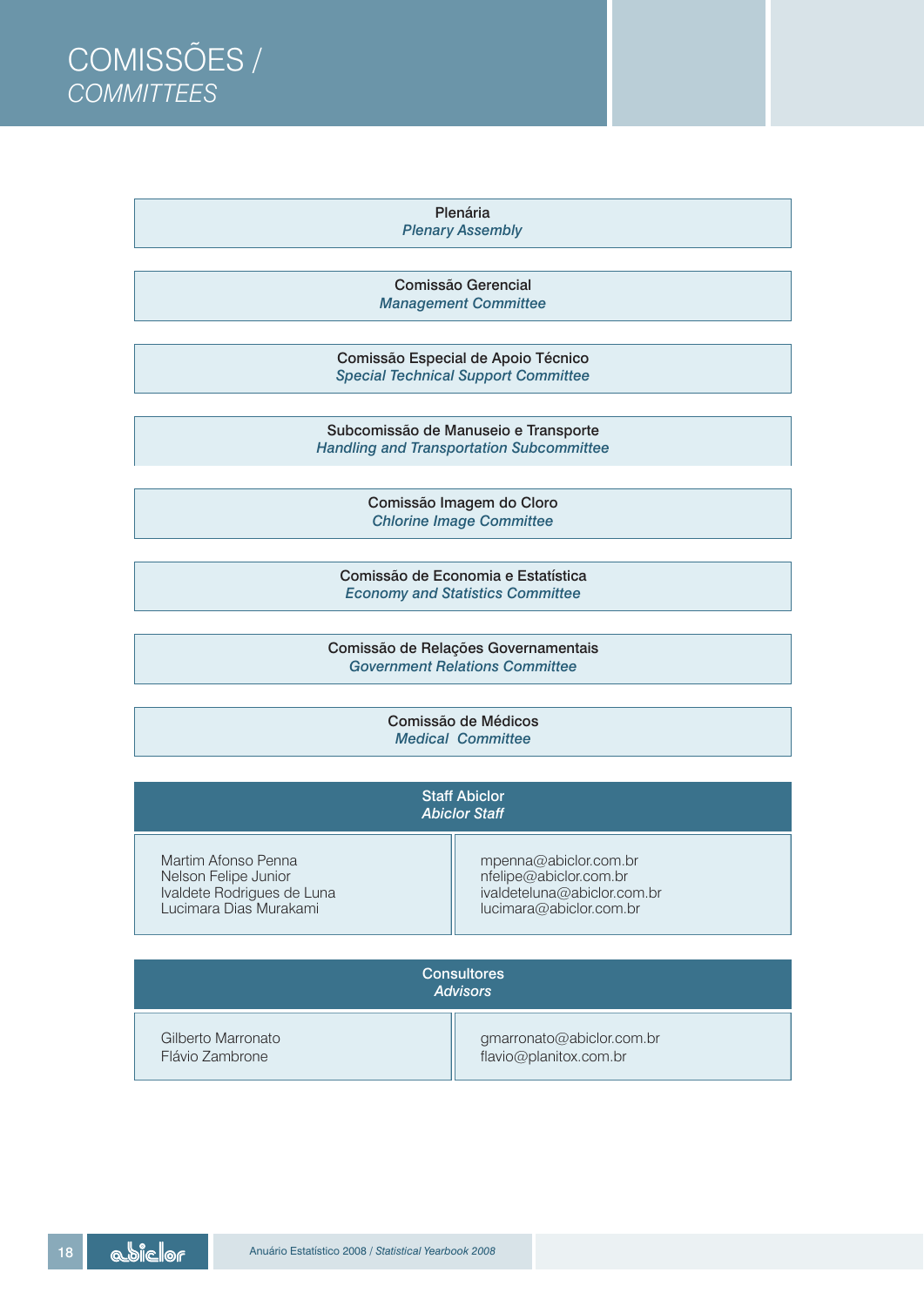# COMISSÕES / *COMMITTEES*

Plenária
*Plenary Assembly*

Comissão Gerencial
*Management Committee*

Comissão Especial de Apoio Técnico
*Special Technical Support Committee*

Subcomissão de Manuseio e Transporte
*Handling and Transportation Subcommittee*

Comissão Imagem do Cloro
*Chlorine Image Committee*

Comissão de Economia e Estatística
*Economy and Statistics Committee*

Comissão de Relações Governamentais
*Government Relations Committee*

Comissão de Médicos
*Medical Committee*

## Staff Abiclor / *Abiclor Staff*

| | |
|---|---|
| Martim Afonso Penna | mpenna@abiclor.com.br |
| Nelson Felipe Junior | nfelipe@abiclor.com.br |
| Ivaldete Rodrigues de Luna | ivaldeteluna@abiclor.com.br |
| Lucimara Dias Murakami | lucimara@abiclor.com.br |

## Consultores / *Advisors*

| | |
|---|---|
| Gilberto Marronato | gmarronato@abiclor.com.br |
| Flávio Zambrone | flavio@planitox.com.br |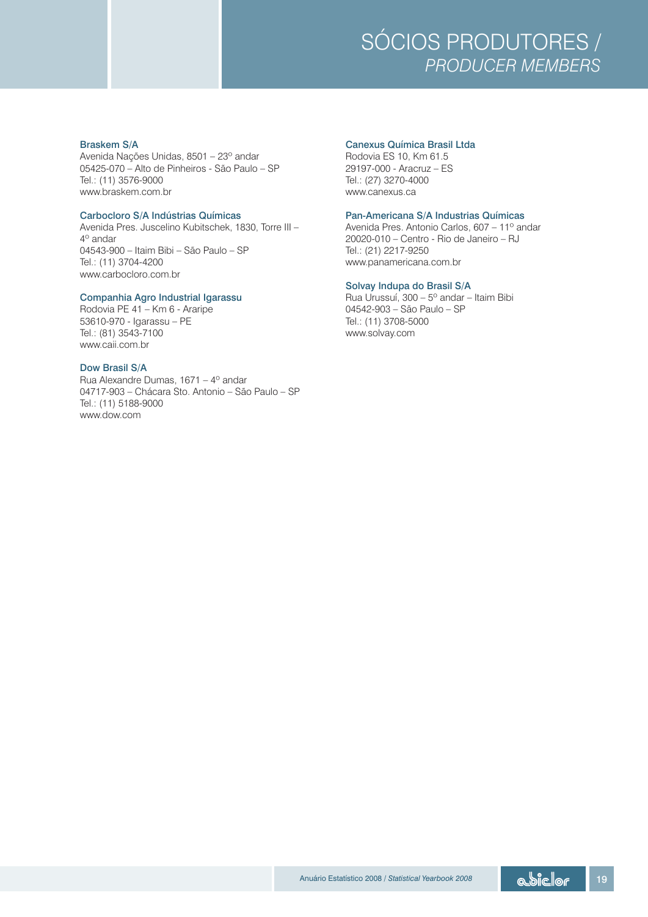# SÓCIOS PRODUTORES / *PRODUCER MEMBERS*

**Braskem S/A**
Avenida Nações Unidas, 8501 – 23º andar
05425-070 – Alto de Pinheiros - São Paulo – SP
Tel.: (11) 3576-9000
www.braskem.com.br

**Carbocloro S/A Indústrias Químicas**
Avenida Pres. Juscelino Kubitschek, 1830, Torre III – 4º andar
04543-900 – Itaim Bibi – São Paulo – SP
Tel.: (11) 3704-4200
www.carbocloro.com.br

**Companhia Agro Industrial Igarassu**
Rodovia PE 41 – Km 6 - Araripe
53610-970 - Igarassu – PE
Tel.: (81) 3543-7100
www.caii.com.br

**Dow Brasil S/A**
Rua Alexandre Dumas, 1671 – 4º andar
04717-903 – Chácara Sto. Antonio – São Paulo – SP
Tel.: (11) 5188-9000
www.dow.com

**Canexus Química Brasil Ltda**
Rodovia ES 10, Km 61.5
29197-000 - Aracruz – ES
Tel.: (27) 3270-4000
www.canexus.ca

**Pan-Americana S/A Industrias Químicas**
Avenida Pres. Antonio Carlos, 607 – 11º andar
20020-010 – Centro - Rio de Janeiro – RJ
Tel.: (21) 2217-9250
www.panamericana.com.br

**Solvay Indupa do Brasil S/A**
Rua Urussuí, 300 – 5º andar – Itaim Bibi
04542-903 – São Paulo – SP
Tel.: (11) 3708-5000
www.solvay.com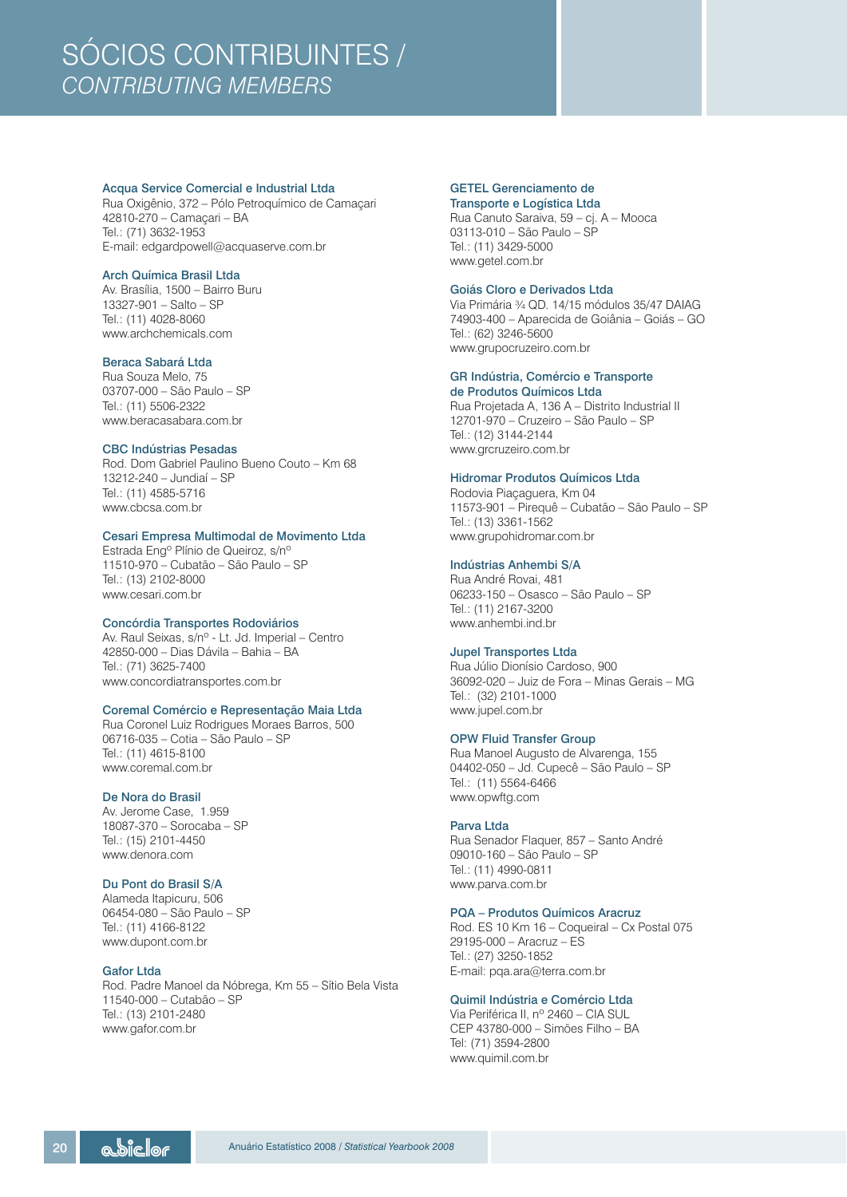# SÓCIOS CONTRIBUINTES / *CONTRIBUTING MEMBERS*

**Acqua Service Comercial e Industrial Ltda**
Rua Oxigênio, 372 – Pólo Petroquímico de Camaçari
42810-270 – Camaçari – BA
Tel.: (71) 3632-1953
E-mail: edgardpowell@acquaserve.com.br

**Arch Química Brasil Ltda**
Av. Brasília, 1500 – Bairro Buru
13327-901 – Salto – SP
Tel.: (11) 4028-8060
www.archchemicals.com

**Beraca Sabará Ltda**
Rua Souza Melo, 75
03707-000 – São Paulo – SP
Tel.: (11) 5506-2322
www.beracasabara.com.br

**CBC Indústrias Pesadas**
Rod. Dom Gabriel Paulino Bueno Couto – Km 68
13212-240 – Jundiaí – SP
Tel.: (11) 4585-5716
www.cbcsa.com.br

**Cesari Empresa Multimodal de Movimento Ltda**
Estrada Engº Plínio de Queiroz, s/nº
11510-970 – Cubatão – São Paulo – SP
Tel.: (13) 2102-8000
www.cesari.com.br

**Concórdia Transportes Rodoviários**
Av. Raul Seixas, s/nº - Lt. Jd. Imperial – Centro
42850-000 – Dias Dávila – Bahia – BA
Tel.: (71) 3625-7400
www.concordiatransportes.com.br

**Coremal Comércio e Representação Maia Ltda**
Rua Coronel Luiz Rodrigues Moraes Barros, 500
06716-035 – Cotia – São Paulo – SP
Tel.: (11) 4615-8100
www.coremal.com.br

**De Nora do Brasil**
Av. Jerome Case, 1.959
18087-370 – Sorocaba – SP
Tel.: (15) 2101-4450
www.denora.com

**Du Pont do Brasil S/A**
Alameda Itapicuru, 506
06454-080 – São Paulo – SP
Tel.: (11) 4166-8122
www.dupont.com.br

**Gafor Ltda**
Rod. Padre Manoel da Nóbrega, Km 55 – Sítio Bela Vista
11540-000 – Cutabão – SP
Tel.: (13) 2101-2480
www.gafor.com.br

**GETEL Gerenciamento de Transporte e Logística Ltda**
Rua Canuto Saraiva, 59 – cj. A – Mooca
03113-010 – São Paulo – SP
Tel.: (11) 3429-5000
www.getel.com.br

**Goiás Cloro e Derivados Ltda**
Via Primária ¾ QD. 14/15 módulos 35/47 DAIAG
74903-400 – Aparecida de Goiânia – Goiás – GO
Tel.: (62) 3246-5600
www.grupocruzeiro.com.br

**GR Indústria, Comércio e Transporte de Produtos Químicos Ltda**
Rua Projetada A, 136 A – Distrito Industrial II
12701-970 – Cruzeiro – São Paulo – SP
Tel.: (12) 3144-2144
www.grcruzeiro.com.br

**Hidromar Produtos Químicos Ltda**
Rodovia Piaçaguera, Km 04
11573-901 – Pirequê – Cubatão – São Paulo – SP
Tel.: (13) 3361-1562
www.grupohidromar.com.br

**Indústrias Anhembi S/A**
Rua André Rovai, 481
06233-150 – Osasco – São Paulo – SP
Tel.: (11) 2167-3200
www.anhembi.ind.br

**Jupel Transportes Ltda**
Rua Júlio Dionísio Cardoso, 900
36092-020 – Juiz de Fora – Minas Gerais – MG
Tel.: (32) 2101-1000
www.jupel.com.br

**OPW Fluid Transfer Group**
Rua Manoel Augusto de Alvarenga, 155
04402-050 – Jd. Cupecê – São Paulo – SP
Tel.: (11) 5564-6466
www.opwftg.com

**Parva Ltda**
Rua Senador Flaquer, 857 – Santo André
09010-160 – São Paulo – SP
Tel.: (11) 4990-0811
www.parva.com.br

**PQA – Produtos Químicos Aracruz**
Rod. ES 10 Km 16 – Coqueiral – Cx Postal 075
29195-000 – Aracruz – ES
Tel.: (27) 3250-1852
E-mail: pqa.ara@terra.com.br

**Quimil Indústria e Comércio Ltda**
Via Periférica II, nº 2460 – CIA SUL
CEP 43780-000 – Simões Filho – BA
Tel: (71) 3594-2800
www.quimil.com.br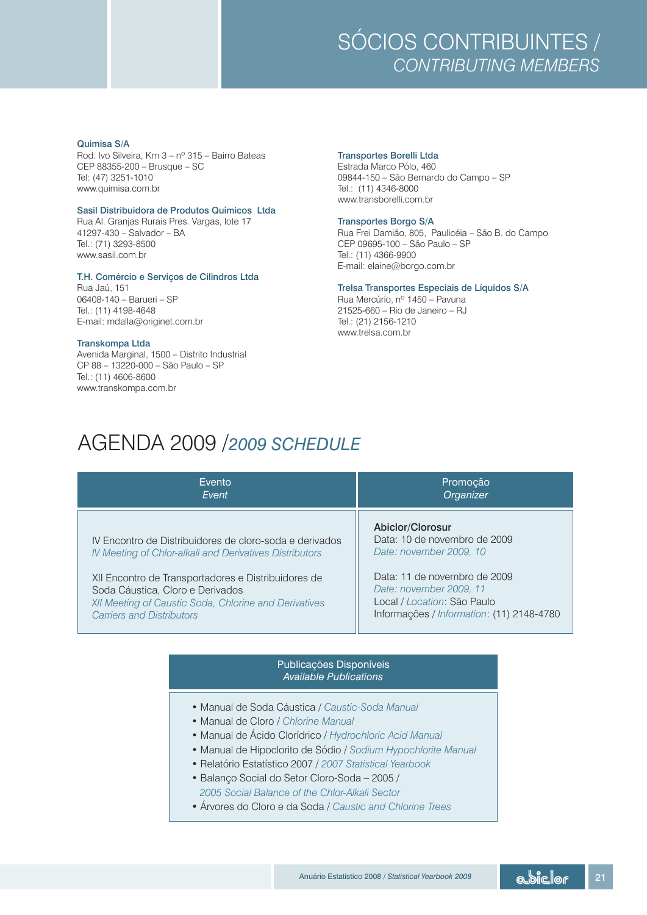# SÓCIOS CONTRIBUINTES / *CONTRIBUTING MEMBERS*

**Quimisa S/A**
Rod. Ivo Silveira, Km 3 – nº 315 – Bairro Bateas
CEP 88355-200 – Brusque – SC
Tel: (47) 3251-1010
www.quimisa.com.br

**Sasil Distribuidora de Produtos Químicos Ltda**
Rua Al. Granjas Rurais Pres. Vargas, lote 17
41297-430 – Salvador – BA
Tel.: (71) 3293-8500
www.sasil.com.br

**T.H. Comércio e Serviços de Cilindros Ltda**
Rua Jaú, 151
06408-140 – Barueri – SP
Tel.: (11) 4198-4648
E-mail: mdalla@originet.com.br

**Transkompa Ltda**
Avenida Marginal, 1500 – Distrito Industrial
CP 88 – 13220-000 – São Paulo – SP
Tel.: (11) 4606-8600
www.transkompa.com.br

**Transportes Borelli Ltda**
Estrada Marco Pólo, 460
09844-150 – São Bernardo do Campo – SP
Tel.: (11) 4346-8000
www.transborelli.com.br

**Transportes Borgo S/A**
Rua Frei Damião, 805, Paulicéia – São B. do Campo
CEP 09695-100 – São Paulo – SP
Tel.: (11) 4366-9900
E-mail: elaine@borgo.com.br

**Trelsa Transportes Especiais de Líquidos S/A**
Rua Mercúrio, nº 1450 – Pavuna
21525-660 – Rio de Janeiro – RJ
Tel.: (21) 2156-1210
www.trelsa.com.br

# AGENDA 2009 /*2009 SCHEDULE*

| Evento<br>*Event* | Promoção<br>*Organizer* |
|---|---|
| IV Encontro de Distribuidores de cloro-soda e derivados<br>*IV Meeting of Chlor-alkali and Derivatives Distributors*<br><br>XII Encontro de Transportadores e Distribuidores de Soda Cáustica, Cloro e Derivados<br>*XII Meeting of Caustic Soda, Chlorine and Derivatives Carriers and Distributors* | **Abiclor/Clorosur**<br>Data: 10 de novembro de 2009<br>*Date: november 2009, 10*<br><br>Data: 11 de novembro de 2009<br>*Date: november 2009, 11*<br>Local / *Location*: São Paulo<br>Informações / *Information*: (11) 2148-4780 |

| Publicações Disponíveis<br>*Available Publications* |
|---|
| • Manual de Soda Cáustica / *Caustic-Soda Manual*<br>• Manual de Cloro / *Chlorine Manual*<br>• Manual de Ácido Clorídrico / *Hydrochloric Acid Manual*<br>• Manual de Hipoclorito de Sódio / *Sodium Hypochlorite Manual*<br>• Relatório Estatístico 2007 / *2007 Statistical Yearbook*<br>• Balanço Social do Setor Cloro-Soda – 2005 / *2005 Social Balance of the Chlor-Alkali Sector*<br>• Árvores do Cloro e da Soda / *Caustic and Chlorine Trees* |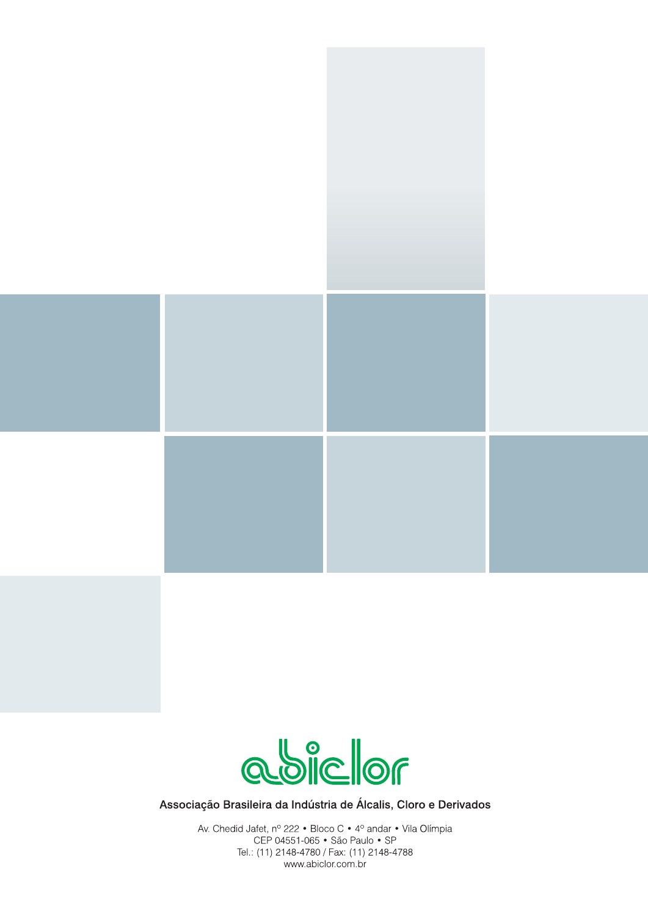abiclor

Associação Brasileira da Indústria de Álcalis, Cloro e Derivados

Av. Chedid Jafet, nº 222 • Bloco C • 4º andar • Vila Olímpia
CEP 04551-065 • São Paulo • SP
Tel.: (11) 2148-4780 / Fax: (11) 2148-4788
www.abiclor.com.br